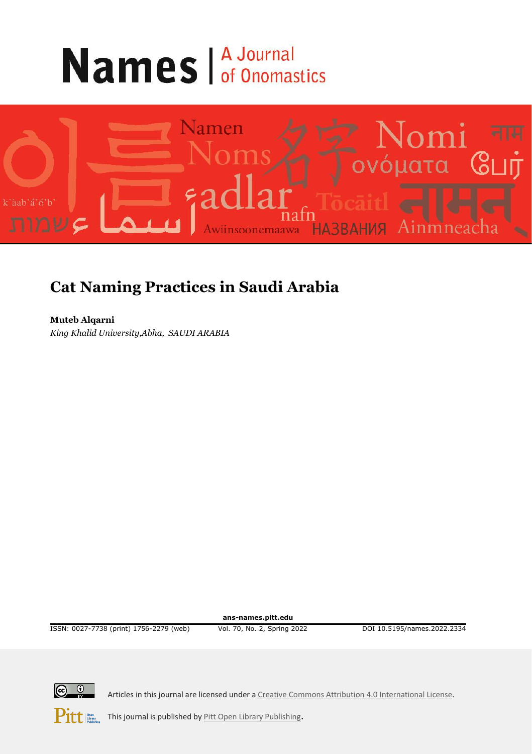# Names | A Journal of Onomastics

## Cat Naming Practices in Saudi Arabia

**Muteb Alqarni**
*King Khalid University,Abha, SAUDI ARABIA*

ans-names.pitt.edu

ISSN: 0027-7738 (print) 1756-2279 (web) Vol. 70, No. 2, Spring 2022 DOI 10.5195/names.2022.2334

Articles in this journal are licensed under a Creative Commons Attribution 4.0 International License.

This journal is published by Pitt Open Library Publishing.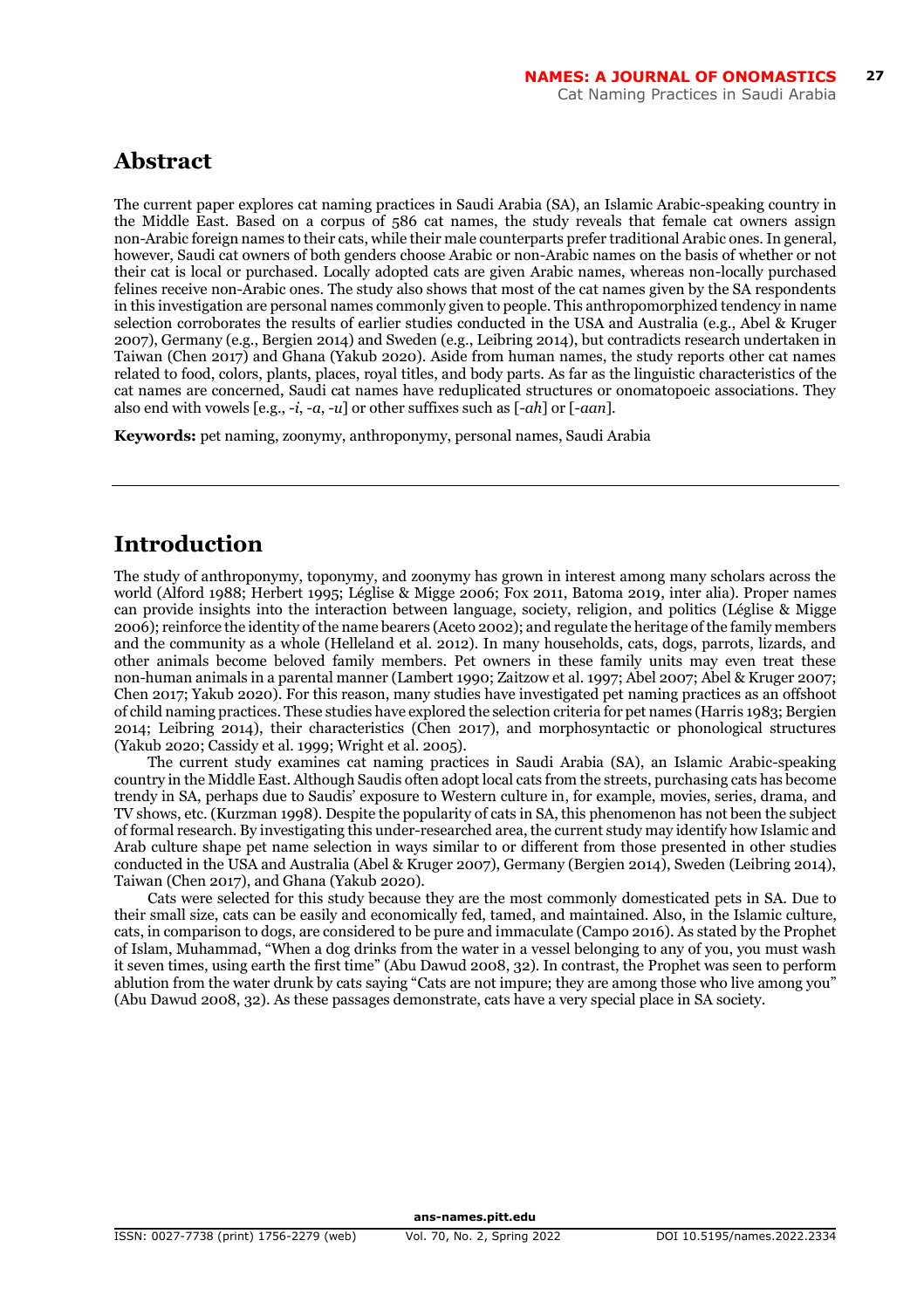## Abstract

The current paper explores cat naming practices in Saudi Arabia (SA), an Islamic Arabic-speaking country in the Middle East. Based on a corpus of 586 cat names, the study reveals that female cat owners assign non-Arabic foreign names to their cats, while their male counterparts prefer traditional Arabic ones. In general, however, Saudi cat owners of both genders choose Arabic or non-Arabic names on the basis of whether or not their cat is local or purchased. Locally adopted cats are given Arabic names, whereas non-locally purchased felines receive non-Arabic ones. The study also shows that most of the cat names given by the SA respondents in this investigation are personal names commonly given to people. This anthropomorphized tendency in name selection corroborates the results of earlier studies conducted in the USA and Australia (e.g., Abel & Kruger 2007), Germany (e.g., Bergien 2014) and Sweden (e.g., Leibring 2014), but contradicts research undertaken in Taiwan (Chen 2017) and Ghana (Yakub 2020). Aside from human names, the study reports other cat names related to food, colors, plants, places, royal titles, and body parts. As far as the linguistic characteristics of the cat names are concerned, Saudi cat names have reduplicated structures or onomatopoeic associations. They also end with vowels [e.g., *-i*, *-a*, *-u*] or other suffixes such as [*-ah*] or [*-aan*].

**Keywords:** pet naming, zoonymy, anthroponymy, personal names, Saudi Arabia

## Introduction

The study of anthroponymy, toponymy, and zoonymy has grown in interest among many scholars across the world (Alford 1988; Herbert 1995; Léglise & Migge 2006; Fox 2011, Batoma 2019, inter alia). Proper names can provide insights into the interaction between language, society, religion, and politics (Léglise & Migge 2006); reinforce the identity of the name bearers (Aceto 2002); and regulate the heritage of the family members and the community as a whole (Helleland et al. 2012). In many households, cats, dogs, parrots, lizards, and other animals become beloved family members. Pet owners in these family units may even treat these non-human animals in a parental manner (Lambert 1990; Zaitzow et al. 1997; Abel 2007; Abel & Kruger 2007; Chen 2017; Yakub 2020). For this reason, many studies have investigated pet naming practices as an offshoot of child naming practices. These studies have explored the selection criteria for pet names (Harris 1983; Bergien 2014; Leibring 2014), their characteristics (Chen 2017), and morphosyntactic or phonological structures (Yakub 2020; Cassidy et al. 1999; Wright et al. 2005).

The current study examines cat naming practices in Saudi Arabia (SA), an Islamic Arabic-speaking country in the Middle East. Although Saudis often adopt local cats from the streets, purchasing cats has become trendy in SA, perhaps due to Saudis' exposure to Western culture in, for example, movies, series, drama, and TV shows, etc. (Kurzman 1998). Despite the popularity of cats in SA, this phenomenon has not been the subject of formal research. By investigating this under-researched area, the current study may identify how Islamic and Arab culture shape pet name selection in ways similar to or different from those presented in other studies conducted in the USA and Australia (Abel & Kruger 2007), Germany (Bergien 2014), Sweden (Leibring 2014), Taiwan (Chen 2017), and Ghana (Yakub 2020).

Cats were selected for this study because they are the most commonly domesticated pets in SA. Due to their small size, cats can be easily and economically fed, tamed, and maintained. Also, in the Islamic culture, cats, in comparison to dogs, are considered to be pure and immaculate (Campo 2016). As stated by the Prophet of Islam, Muhammad, "When a dog drinks from the water in a vessel belonging to any of you, you must wash it seven times, using earth the first time" (Abu Dawud 2008, 32). In contrast, the Prophet was seen to perform ablution from the water drunk by cats saying "Cats are not impure; they are among those who live among you" (Abu Dawud 2008, 32). As these passages demonstrate, cats have a very special place in SA society.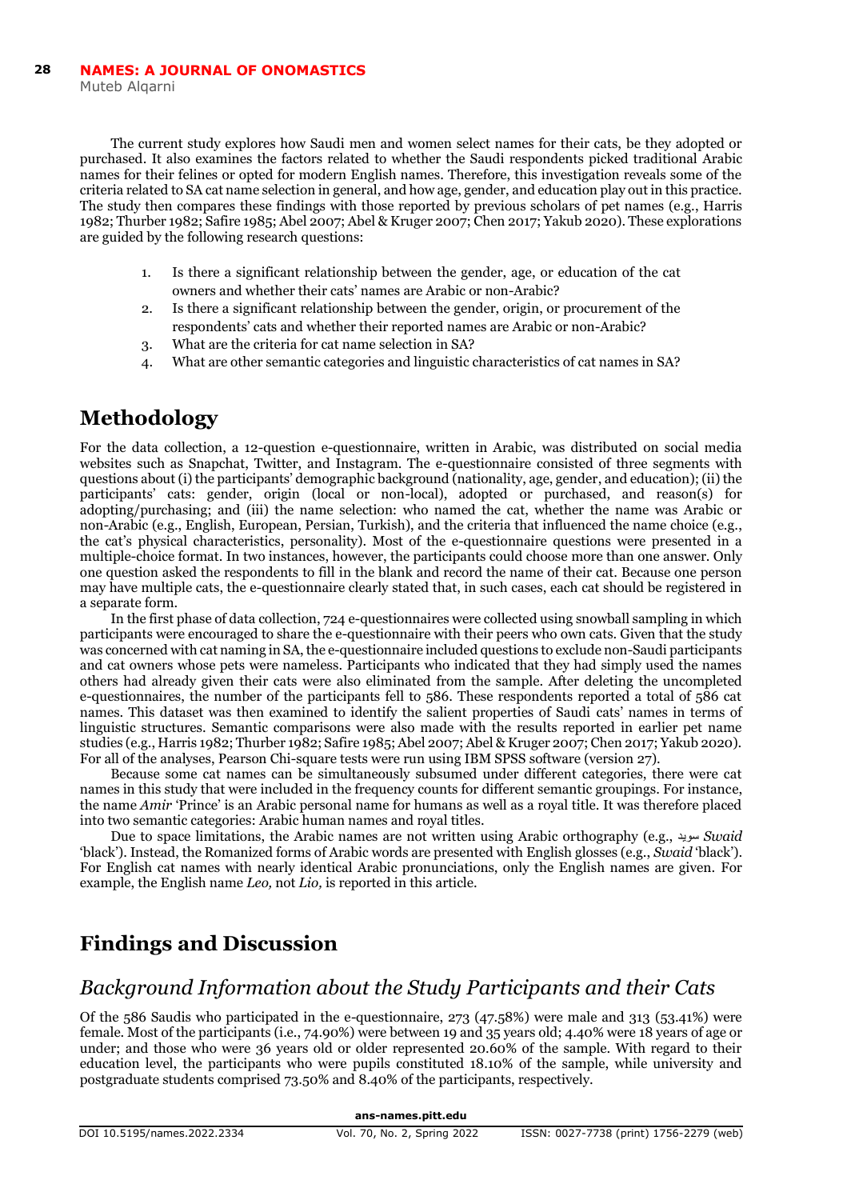The current study explores how Saudi men and women select names for their cats, be they adopted or purchased. It also examines the factors related to whether the Saudi respondents picked traditional Arabic names for their felines or opted for modern English names. Therefore, this investigation reveals some of the criteria related to SA cat name selection in general, and how age, gender, and education play out in this practice. The study then compares these findings with those reported by previous scholars of pet names (e.g., Harris 1982; Thurber 1982; Safire 1985; Abel 2007; Abel & Kruger 2007; Chen 2017; Yakub 2020). These explorations are guided by the following research questions:

1. Is there a significant relationship between the gender, age, or education of the cat owners and whether their cats' names are Arabic or non-Arabic?
2. Is there a significant relationship between the gender, origin, or procurement of the respondents' cats and whether their reported names are Arabic or non-Arabic?
3. What are the criteria for cat name selection in SA?
4. What are other semantic categories and linguistic characteristics of cat names in SA?

# Methodology

For the data collection, a 12-question e-questionnaire, written in Arabic, was distributed on social media websites such as Snapchat, Twitter, and Instagram. The e-questionnaire consisted of three segments with questions about (i) the participants' demographic background (nationality, age, gender, and education); (ii) the participants' cats: gender, origin (local or non-local), adopted or purchased, and reason(s) for adopting/purchasing; and (iii) the name selection: who named the cat, whether the name was Arabic or non-Arabic (e.g., English, European, Persian, Turkish), and the criteria that influenced the name choice (e.g., the cat's physical characteristics, personality). Most of the e-questionnaire questions were presented in a multiple-choice format. In two instances, however, the participants could choose more than one answer. Only one question asked the respondents to fill in the blank and record the name of their cat. Because one person may have multiple cats, the e-questionnaire clearly stated that, in such cases, each cat should be registered in a separate form.

In the first phase of data collection, 724 e-questionnaires were collected using snowball sampling in which participants were encouraged to share the e-questionnaire with their peers who own cats. Given that the study was concerned with cat naming in SA, the e-questionnaire included questions to exclude non-Saudi participants and cat owners whose pets were nameless. Participants who indicated that they had simply used the names others had already given their cats were also eliminated from the sample. After deleting the uncompleted e-questionnaires, the number of the participants fell to 586. These respondents reported a total of 586 cat names. This dataset was then examined to identify the salient properties of Saudi cats' names in terms of linguistic structures. Semantic comparisons were also made with the results reported in earlier pet name studies (e.g., Harris 1982; Thurber 1982; Safire 1985; Abel 2007; Abel & Kruger 2007; Chen 2017; Yakub 2020). For all of the analyses, Pearson Chi-square tests were run using IBM SPSS software (version 27).

Because some cat names can be simultaneously subsumed under different categories, there were cat names in this study that were included in the frequency counts for different semantic groupings. For instance, the name *Amir* 'Prince' is an Arabic personal name for humans as well as a royal title. It was therefore placed into two semantic categories: Arabic human names and royal titles.

Due to space limitations, the Arabic names are not written using Arabic orthography (e.g., سويد *Swaid* 'black'). Instead, the Romanized forms of Arabic words are presented with English glosses (e.g., *Swaid* 'black'). For English cat names with nearly identical Arabic pronunciations, only the English names are given. For example, the English name *Leo,* not *Lio,* is reported in this article.

# Findings and Discussion

## *Background Information about the Study Participants and their Cats*

Of the 586 Saudis who participated in the e-questionnaire, 273 (47.58%) were male and 313 (53.41%) were female. Most of the participants (i.e., 74.90%) were between 19 and 35 years old; 4.40% were 18 years of age or under; and those who were 36 years old or older represented 20.60% of the sample. With regard to their education level, the participants who were pupils constituted 18.10% of the sample, while university and postgraduate students comprised 73.50% and 8.40% of the participants, respectively.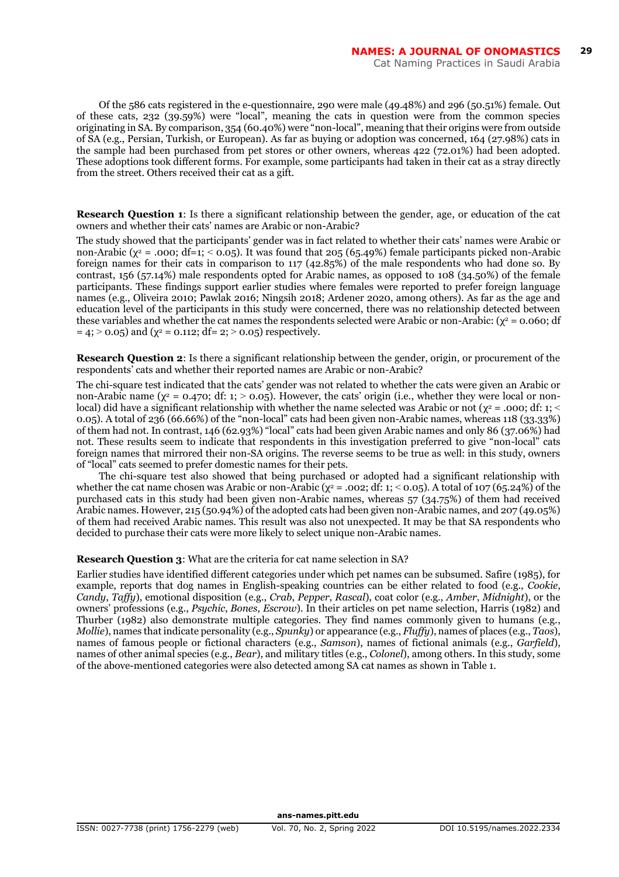Of the 586 cats registered in the e-questionnaire, 290 were male (49.48%) and 296 (50.51%) female. Out of these cats, 232 (39.59%) were "local", meaning the cats in question were from the common species originating in SA. By comparison, 354 (60.40%) were "non-local", meaning that their origins were from outside of SA (e.g., Persian, Turkish, or European). As far as buying or adoption was concerned, 164 (27.98%) cats in the sample had been purchased from pet stores or other owners, whereas 422 (72.01%) had been adopted. These adoptions took different forms. For example, some participants had taken in their cat as a stray directly from the street. Others received their cat as a gift.

**Research Question 1**: Is there a significant relationship between the gender, age, or education of the cat owners and whether their cats' names are Arabic or non-Arabic?

The study showed that the participants' gender was in fact related to whether their cats' names were Arabic or non-Arabic ($\chi^2 = .000$; df=1; $< 0.05$). It was found that 205 (65.49%) female participants picked non-Arabic foreign names for their cats in comparison to 117 (42.85%) of the male respondents who had done so. By contrast, 156 (57.14%) male respondents opted for Arabic names, as opposed to 108 (34.50%) of the female participants. These findings support earlier studies where females were reported to prefer foreign language names (e.g., Oliveira 2010; Pawlak 2016; Ningsih 2018; Ardener 2020, among others). As far as the age and education level of the participants in this study were concerned, there was no relationship detected between these variables and whether the cat names the respondents selected were Arabic or non-Arabic: ($\chi^2 = 0.060$; df $= 4$; $> 0.05$) and ($\chi^2 = 0.112$; df= 2; $> 0.05$) respectively.

**Research Question 2**: Is there a significant relationship between the gender, origin, or procurement of the respondents' cats and whether their reported names are Arabic or non-Arabic?

The chi-square test indicated that the cats' gender was not related to whether the cats were given an Arabic or non-Arabic name ($\chi^2 = 0.470$; df: 1; $> 0.05$). However, the cats' origin (i.e., whether they were local or non-local) did have a significant relationship with whether the name selected was Arabic or not ($\chi^2 = .000$; df: 1; $< 0.05$). A total of 236 (66.66%) of the "non-local" cats had been given non-Arabic names, whereas 118 (33.33%) of them had not. In contrast, 146 (62.93%) "local" cats had been given Arabic names and only 86 (37.06%) had not. These results seem to indicate that respondents in this investigation preferred to give "non-local" cats foreign names that mirrored their non-SA origins. The reverse seems to be true as well: in this study, owners of "local" cats seemed to prefer domestic names for their pets.

The chi-square test also showed that being purchased or adopted had a significant relationship with whether the cat name chosen was Arabic or non-Arabic ($\chi^2 = .002$; df: 1; $< 0.05$). A total of 107 (65.24%) of the purchased cats in this study had been given non-Arabic names, whereas 57 (34.75%) of them had received Arabic names. However, 215 (50.94%) of the adopted cats had been given non-Arabic names, and 207 (49.05%) of them had received Arabic names. This result was also not unexpected. It may be that SA respondents who decided to purchase their cats were more likely to select unique non-Arabic names.

**Research Question 3**: What are the criteria for cat name selection in SA?

Earlier studies have identified different categories under which pet names can be subsumed. Safire (1985), for example, reports that dog names in English-speaking countries can be either related to food (e.g., *Cookie*, *Candy*, *Taffy*), emotional disposition (e.g., *Crab*, *Pepper*, *Rascal*), coat color (e.g., *Amber*, *Midnight*), or the owners' professions (e.g., *Psychic*, *Bones, Escrow*). In their articles on pet name selection, Harris (1982) and Thurber (1982) also demonstrate multiple categories. They find names commonly given to humans (e.g., *Mollie*), names that indicate personality (e.g., *Spunky*) or appearance (e.g., *Fluffy*), names of places (e.g., *Taos*), names of famous people or fictional characters (e.g., *Samson*), names of fictional animals (e.g., *Garfield*), names of other animal species (e.g., *Bear*), and military titles (e.g., *Colonel*), among others. In this study, some of the above-mentioned categories were also detected among SA cat names as shown in Table 1.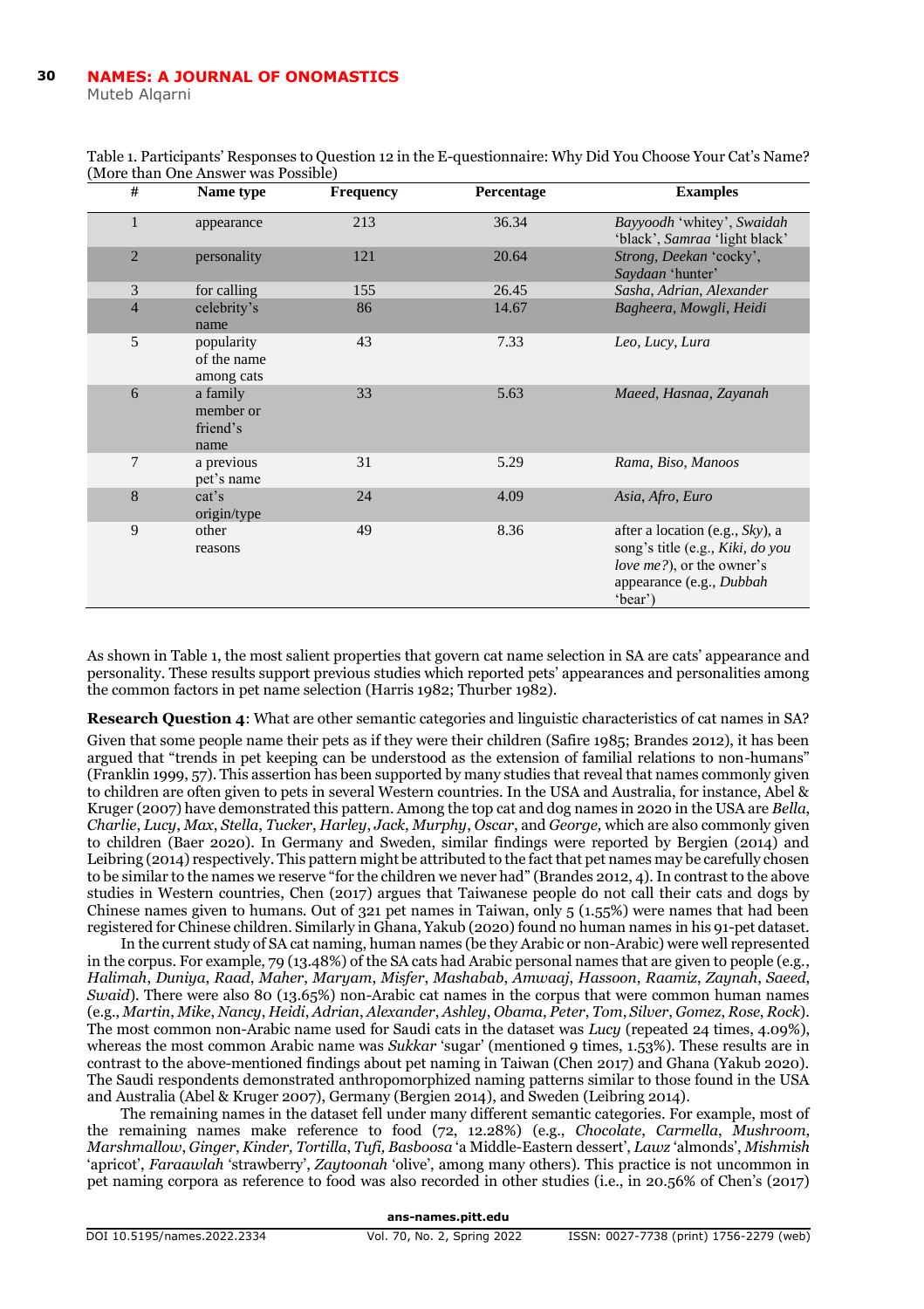Table 1. Participants' Responses to Question 12 in the E-questionnaire: Why Did You Choose Your Cat's Name? (More than One Answer was Possible)

| # | Name type | Frequency | Percentage | Examples |
|---|---|---|---|---|
| 1 | appearance | 213 | 36.34 | *Bayyoodh* 'whitey', *Swaidah* 'black', *Samraa* 'light black' |
| 2 | personality | 121 | 20.64 | *Strong*, *Deekan* 'cocky', *Saydaan* 'hunter' |
| 3 | for calling | 155 | 26.45 | *Sasha*, *Adrian*, *Alexander* |
| 4 | celebrity's name | 86 | 14.67 | *Bagheera*, *Mowgli*, *Heidi* |
| 5 | popularity of the name among cats | 43 | 7.33 | *Leo*, *Lucy*, *Lura* |
| 6 | a family member or friend's name | 33 | 5.63 | *Maeed*, *Hasnaa*, *Zayanah* |
| 7 | a previous pet's name | 31 | 5.29 | *Rama*, *Biso*, *Manoos* |
| 8 | cat's origin/type | 24 | 4.09 | *Asia*, *Afro*, *Euro* |
| 9 | other reasons | 49 | 8.36 | after a location (e.g., *Sky*), a song's title (e.g., *Kiki, do you love me?*), or the owner's appearance (e.g., *Dubbah* 'bear') |

As shown in Table 1, the most salient properties that govern cat name selection in SA are cats' appearance and personality. These results support previous studies which reported pets' appearances and personalities among the common factors in pet name selection (Harris 1982; Thurber 1982).

**Research Question 4**: What are other semantic categories and linguistic characteristics of cat names in SA?

Given that some people name their pets as if they were their children (Safire 1985; Brandes 2012), it has been argued that "trends in pet keeping can be understood as the extension of familial relations to non-humans" (Franklin 1999, 57). This assertion has been supported by many studies that reveal that names commonly given to children are often given to pets in several Western countries. In the USA and Australia, for instance, Abel & Kruger (2007) have demonstrated this pattern. Among the top cat and dog names in 2020 in the USA are *Bella*, *Charlie*, *Lucy*, *Max*, *Stella*, *Tucker*, *Harley*, *Jack*, *Murphy*, *Oscar*, and *George,* which are also commonly given to children (Baer 2020). In Germany and Sweden, similar findings were reported by Bergien (2014) and Leibring (2014) respectively. This pattern might be attributed to the fact that pet names may be carefully chosen to be similar to the names we reserve "for the children we never had" (Brandes 2012, 4). In contrast to the above studies in Western countries, Chen (2017) argues that Taiwanese people do not call their cats and dogs by Chinese names given to humans. Out of 321 pet names in Taiwan, only 5 (1.55%) were names that had been registered for Chinese children. Similarly in Ghana, Yakub (2020) found no human names in his 91-pet dataset.

In the current study of SA cat naming, human names (be they Arabic or non-Arabic) were well represented in the corpus. For example, 79 (13.48%) of the SA cats had Arabic personal names that are given to people (e.g., *Halimah*, *Duniya*, *Raad*, *Maher*, *Maryam*, *Misfer*, *Mashabab*, *Amwaaj*, *Hassoon*, *Raamiz*, *Zaynah*, *Saeed*, *Swaid*). There were also 80 (13.65%) non-Arabic cat names in the corpus that were common human names (e.g., *Martin*, *Mike*, *Nancy*, *Heidi*, *Adrian*, *Alexander*, *Ashley*, *Obama*, *Peter*, *Tom*, *Silver*, *Gomez*, *Rose*, *Rock*). The most common non-Arabic name used for Saudi cats in the dataset was *Lucy* (repeated 24 times, 4.09%), whereas the most common Arabic name was *Sukkar* 'sugar' (mentioned 9 times, 1.53%). These results are in contrast to the above-mentioned findings about pet naming in Taiwan (Chen 2017) and Ghana (Yakub 2020). The Saudi respondents demonstrated anthropomorphized naming patterns similar to those found in the USA and Australia (Abel & Kruger 2007), Germany (Bergien 2014), and Sweden (Leibring 2014).

The remaining names in the dataset fell under many different semantic categories. For example, most of the remaining names make reference to food (72, 12.28%) (e.g., *Chocolate*, *Carmella*, *Mushroom*, *Marshmallow*, *Ginger*, *Kinder, Tortilla*, *Tufi, Basboosa* 'a Middle-Eastern dessert', *Lawz* 'almonds', *Mishmish* 'apricot', *Faraawlah* 'strawberry', *Zaytoonah* 'olive', among many others). This practice is not uncommon in pet naming corpora as reference to food was also recorded in other studies (i.e., in 20.56% of Chen's (2017)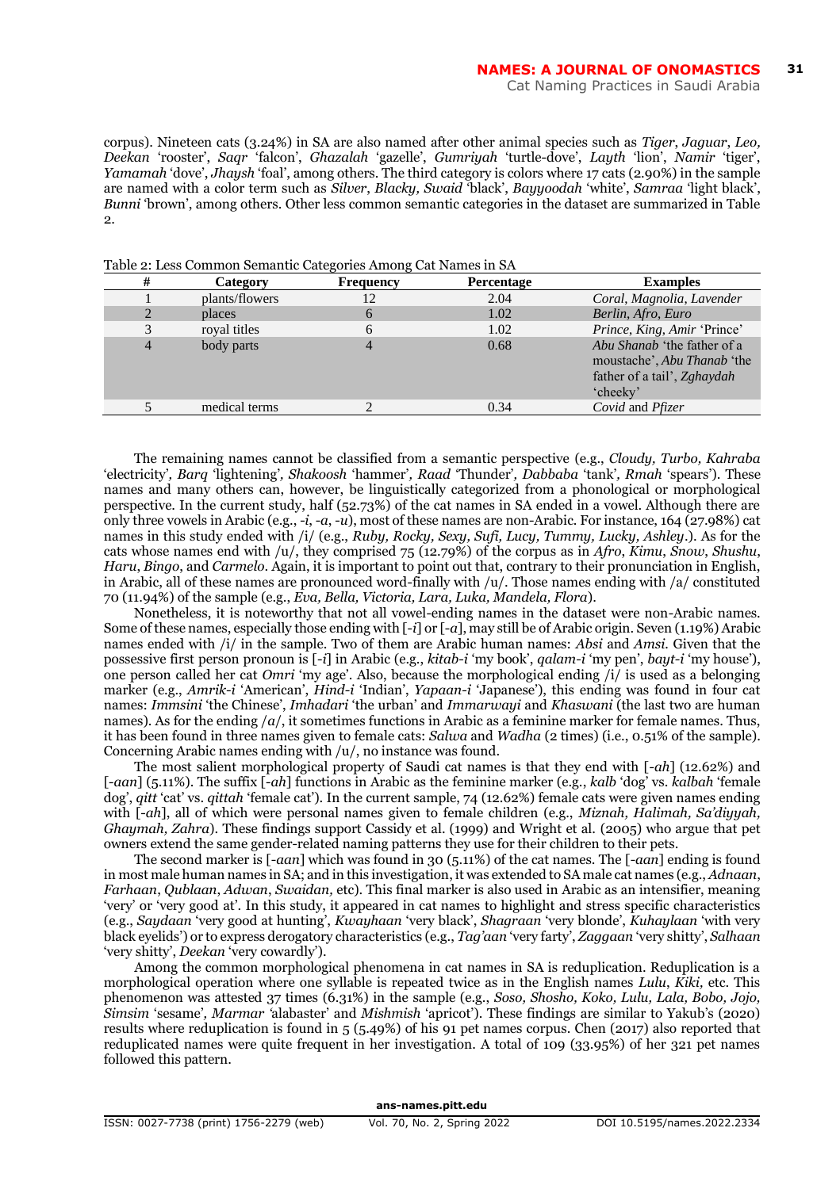corpus). Nineteen cats (3.24%) in SA are also named after other animal species such as *Tiger*, *Jaguar*, *Leo, Deekan* 'rooster', *Saqr* 'falcon', *Ghazalah* 'gazelle', *Gumriyah* 'turtle-dove', *Layth* 'lion', *Namir* 'tiger', *Yamamah* 'dove', *Jhaysh* 'foal', among others. The third category is colors where 17 cats (2.90%) in the sample are named with a color term such as *Silver*, *Blacky, Swaid* 'black', *Bayyoodah* 'white', *Samraa* 'light black', *Bunni* 'brown', among others. Other less common semantic categories in the dataset are summarized in Table 2.

Table 2: Less Common Semantic Categories Among Cat Names in SA

| # | Category | Frequency | Percentage | Examples |
|---|---|---|---|---|
| 1 | plants/flowers | 12 | 2.04 | *Coral, Magnolia, Lavender* |
| 2 | places | 6 | 1.02 | *Berlin, Afro, Euro* |
| 3 | royal titles | 6 | 1.02 | *Prince, King, Amir* 'Prince' |
| 4 | body parts | 4 | 0.68 | *Abu Shanab* 'the father of a moustache', *Abu Thanab* 'the father of a tail', *Zghaydah* 'cheeky' |
| 5 | medical terms | 2 | 0.34 | *Covid* and *Pfizer* |

The remaining names cannot be classified from a semantic perspective (e.g., *Cloudy, Turbo, Kahraba* 'electricity', *Barq* 'lightening', *Shakoosh* 'hammer', *Raad* 'Thunder', *Dabbaba* 'tank', *Rmah* 'spears'). These names and many others can, however, be linguistically categorized from a phonological or morphological perspective. In the current study, half (52.73%) of the cat names in SA ended in a vowel. Although there are only three vowels in Arabic (e.g., *-i*, *-a*, *-u*), most of these names are non-Arabic. For instance, 164 (27.98%) cat names in this study ended with /i/ (e.g., *Ruby, Rocky, Sexy, Sufi, Lucy, Tummy, Lucky, Ashley*.). As for the cats whose names end with /u/, they comprised 75 (12.79%) of the corpus as in *Afro*, *Kimu*, *Snow*, *Shushu*, *Haru*, *Bingo*, and *Carmelo*. Again, it is important to point out that, contrary to their pronunciation in English, in Arabic, all of these names are pronounced word-finally with /u/. Those names ending with /a/ constituted 70 (11.94%) of the sample (e.g., *Eva, Bella, Victoria, Lara, Luka, Mandela, Flora*).

Nonetheless, it is noteworthy that not all vowel-ending names in the dataset were non-Arabic names. Some of these names, especially those ending with [*-i*] or [*-a*], may still be of Arabic origin. Seven (1.19%) Arabic names ended with /i/ in the sample. Two of them are Arabic human names: *Absi* and *Amsi.* Given that the possessive first person pronoun is [*-i*] in Arabic (e.g., *kitab-i* 'my book', *qalam-i* 'my pen', *bayt-i* 'my house'), one person called her cat *Omri* 'my age'. Also, because the morphological ending /i/ is used as a belonging marker (e.g., *Amrik-i* 'American', *Hind-i* 'Indian', *Yapaan-i* 'Japanese'), this ending was found in four cat names: *Immsini* 'the Chinese', *Imhadari* 'the urban' and *Immarwayi* and *Khaswani* (the last two are human names). As for the ending /*a*/, it sometimes functions in Arabic as a feminine marker for female names. Thus, it has been found in three names given to female cats: *Salwa* and *Wadha* (2 times) (i.e., 0.51% of the sample). Concerning Arabic names ending with /u/, no instance was found.

The most salient morphological property of Saudi cat names is that they end with [*-ah*] (12.62%) and [*-aan*] (5.11%). The suffix [*-ah*] functions in Arabic as the feminine marker (e.g., *kalb* 'dog' vs. *kalbah* 'female dog', *qitt* 'cat' vs. *qittah* 'female cat'). In the current sample, 74 (12.62%) female cats were given names ending with [*-ah*], all of which were personal names given to female children (e.g., *Miznah, Halimah, Sa'diyyah, Ghaymah*, *Zahra*). These findings support Cassidy et al. (1999) and Wright et al. (2005) who argue that pet owners extend the same gender-related naming patterns they use for their children to their pets.

The second marker is [*-aan*] which was found in 30 (5.11%) of the cat names. The [*-aan*] ending is found in most male human names in SA; and in this investigation, it was extended to SA male cat names (e.g., *Adnaan*, *Farhaan*, *Qublaan*, *Adwan*, *Swaidan,* etc). This final marker is also used in Arabic as an intensifier, meaning 'very' or 'very good at'. In this study, it appeared in cat names to highlight and stress specific characteristics (e.g., *Saydaan* 'very good at hunting', *Kwayhaan* 'very black', *Shagraan* 'very blonde', *Kuhaylaan* 'with very black eyelids') or to express derogatory characteristics (e.g., *Tag'aan* 'very farty', *Zaggaan* 'very shitty', *Salhaan* 'very shitty', *Deekan* 'very cowardly').

Among the common morphological phenomena in cat names in SA is reduplication. Reduplication is a morphological operation where one syllable is repeated twice as in the English names *Lulu*, *Kiki,* etc. This phenomenon was attested 37 times (6.31%) in the sample (e.g., *Soso, Shosho, Koko, Lulu, Lala, Bobo, Jojo, Simsim* 'sesame', *Marmar* 'alabaster' and *Mishmish* 'apricot'). These findings are similar to Yakub's (2020) results where reduplication is found in 5 (5.49%) of his 91 pet names corpus. Chen (2017) also reported that reduplicated names were quite frequent in her investigation. A total of 109 (33.95%) of her 321 pet names followed this pattern.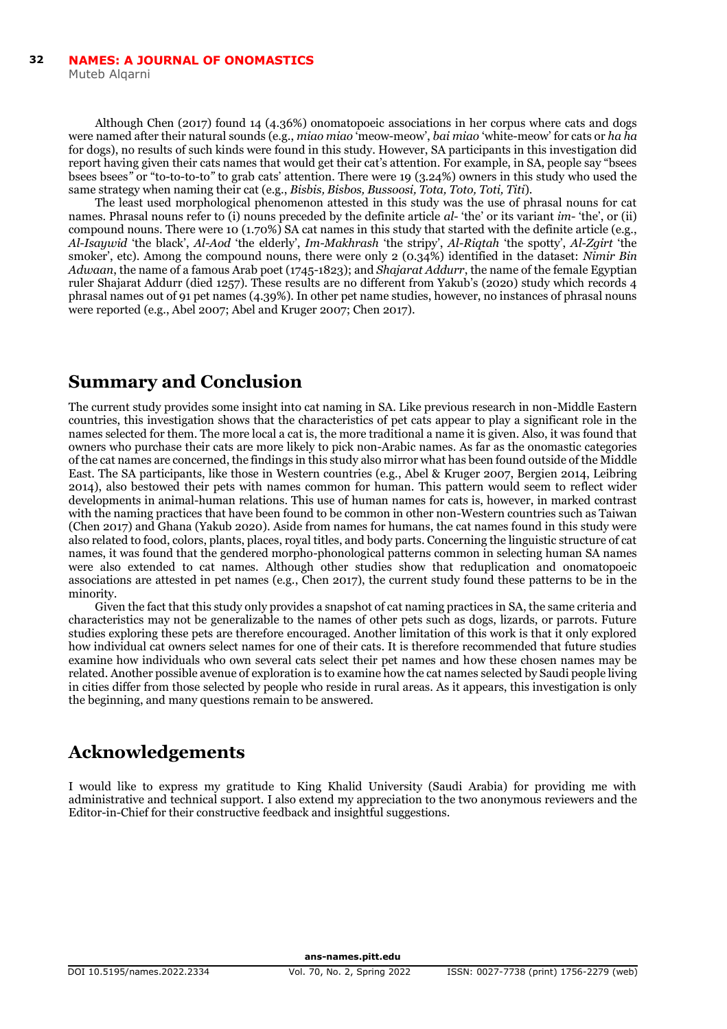Although Chen (2017) found 14 (4.36%) onomatopoeic associations in her corpus where cats and dogs were named after their natural sounds (e.g., *miao miao* 'meow-meow', *bai miao* 'white-meow' for cats or *ha ha* for dogs), no results of such kinds were found in this study. However, SA participants in this investigation did report having given their cats names that would get their cat's attention. For example, in SA, people say "bsees bsees" or "to-to-to-to" to grab cats' attention. There were 19 (3.24%) owners in this study who used the same strategy when naming their cat (e.g., *Bisbis, Bisbos, Bussoosi, Tota, Toto, Toti, Titi*).

The least used morphological phenomenon attested in this study was the use of phrasal nouns for cat names. Phrasal nouns refer to (i) nouns preceded by the definite article *al-* 'the' or its variant *im-* 'the', or (ii) compound nouns. There were 10 (1.70%) SA cat names in this study that started with the definite article (e.g., *Al-Isaywid* 'the black', *Al-Aod* 'the elderly', *Im-Makhrash* 'the stripy', *Al-Riqtah* 'the spotty', *Al-Zgirt* 'the smoker', etc). Among the compound nouns, there were only 2 (0.34%) identified in the dataset: *Nimir Bin Adwaan*, the name of a famous Arab poet (1745-1823); and *Shajarat Addurr*, the name of the female Egyptian ruler Shajarat Addurr (died 1257). These results are no different from Yakub's (2020) study which records 4 phrasal names out of 91 pet names (4.39%). In other pet name studies, however, no instances of phrasal nouns were reported (e.g., Abel 2007; Abel and Kruger 2007; Chen 2017).

## Summary and Conclusion

The current study provides some insight into cat naming in SA. Like previous research in non-Middle Eastern countries, this investigation shows that the characteristics of pet cats appear to play a significant role in the names selected for them. The more local a cat is, the more traditional a name it is given. Also, it was found that owners who purchase their cats are more likely to pick non-Arabic names. As far as the onomastic categories of the cat names are concerned, the findings in this study also mirror what has been found outside of the Middle East. The SA participants, like those in Western countries (e.g., Abel & Kruger 2007, Bergien 2014, Leibring 2014), also bestowed their pets with names common for human. This pattern would seem to reflect wider developments in animal-human relations. This use of human names for cats is, however, in marked contrast with the naming practices that have been found to be common in other non-Western countries such as Taiwan (Chen 2017) and Ghana (Yakub 2020). Aside from names for humans, the cat names found in this study were also related to food, colors, plants, places, royal titles, and body parts. Concerning the linguistic structure of cat names, it was found that the gendered morpho-phonological patterns common in selecting human SA names were also extended to cat names. Although other studies show that reduplication and onomatopoeic associations are attested in pet names (e.g., Chen 2017), the current study found these patterns to be in the minority.

Given the fact that this study only provides a snapshot of cat naming practices in SA, the same criteria and characteristics may not be generalizable to the names of other pets such as dogs, lizards, or parrots. Future studies exploring these pets are therefore encouraged. Another limitation of this work is that it only explored how individual cat owners select names for one of their cats. It is therefore recommended that future studies examine how individuals who own several cats select their pet names and how these chosen names may be related. Another possible avenue of exploration is to examine how the cat names selected by Saudi people living in cities differ from those selected by people who reside in rural areas. As it appears, this investigation is only the beginning, and many questions remain to be answered.

## Acknowledgements

I would like to express my gratitude to King Khalid University (Saudi Arabia) for providing me with administrative and technical support. I also extend my appreciation to the two anonymous reviewers and the Editor-in-Chief for their constructive feedback and insightful suggestions.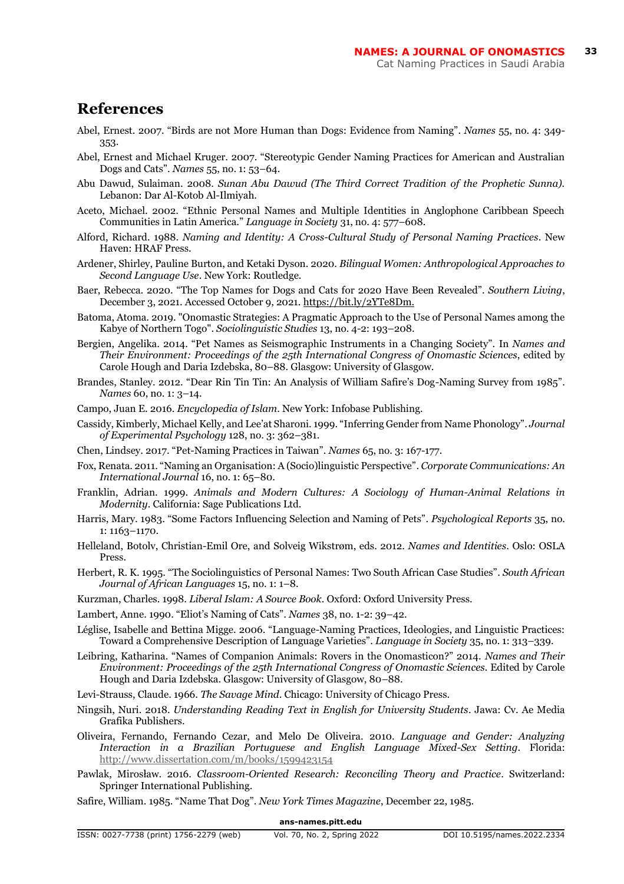## References

Abel, Ernest. 2007. “Birds are not More Human than Dogs: Evidence from Naming”. *Names* 55, no. 4: 349-353.

Abel, Ernest and Michael Kruger. 2007. “Stereotypic Gender Naming Practices for American and Australian Dogs and Cats”. *Names* 55, no. 1: 53–64.

Abu Dawud, Sulaiman. 2008. *Sunan Abu Dawud (The Third Correct Tradition of the Prophetic Sunna).* Lebanon: Dar Al-Kotob Al-Ilmiyah.

Aceto, Michael. 2002. “Ethnic Personal Names and Multiple Identities in Anglophone Caribbean Speech Communities in Latin America.” *Language in Society* 31, no. 4: 577–608.

Alford, Richard. 1988. *Naming and Identity: A Cross-Cultural Study of Personal Naming Practices*. New Haven: HRAF Press.

Ardener, Shirley, Pauline Burton, and Ketaki Dyson. 2020. *Bilingual Women: Anthropological Approaches to Second Language Use*. New York: Routledge.

Baer, Rebecca. 2020. “The Top Names for Dogs and Cats for 2020 Have Been Revealed”. *Southern Living*, December 3, 2021. Accessed October 9, 2021. https://bit.ly/2YTe8Dm.

Batoma, Atoma. 2019. "Onomastic Strategies: A Pragmatic Approach to the Use of Personal Names among the Kabye of Northern Togo". *Sociolinguistic Studies* 13, no. 4-2: 193–208.

Bergien, Angelika. 2014. “Pet Names as Seismographic Instruments in a Changing Society”. In *Names and Their Environment: Proceedings of the 25th International Congress of Onomastic Sciences*, edited by Carole Hough and Daria Izdebska, 80–88. Glasgow: University of Glasgow.

Brandes, Stanley. 2012. “Dear Rin Tin Tin: An Analysis of William Safire’s Dog-Naming Survey from 1985”. *Names* 60, no. 1: 3–14.

Campo, Juan E. 2016. *Encyclopedia of Islam*. New York: Infobase Publishing.

Cassidy, Kimberly, Michael Kelly, and Lee’at Sharoni. 1999. “Inferring Gender from Name Phonology”. *Journal of Experimental Psychology* 128, no. 3: 362–381.

Chen, Lindsey. 2017. “Pet-Naming Practices in Taiwan”. *Names* 65, no. 3: 167-177.

Fox, Renata. 2011. “Naming an Organisation: A (Socio)linguistic Perspective”. *Corporate Communications: An International Journal* 16, no. 1: 65–80.

Franklin, Adrian. 1999. *Animals and Modern Cultures: A Sociology of Human-Animal Relations in Modernity*. California: Sage Publications Ltd.

Harris, Mary. 1983. “Some Factors Influencing Selection and Naming of Pets”. *Psychological Reports* 35, no. 1: 1163–1170.

Helleland, Botolv, Christian-Emil Ore, and Solveig Wikstrøm, eds. 2012. *Names and Identities*. Oslo: OSLA Press.

Herbert, R. K. 1995. “The Sociolinguistics of Personal Names: Two South African Case Studies”. *South African Journal of African Languages* 15, no. 1: 1–8.

Kurzman, Charles. 1998. *Liberal Islam: A Source Book*. Oxford: Oxford University Press.

Lambert, Anne. 1990. “Eliot’s Naming of Cats”. *Names* 38, no. 1-2: 39–42.

Léglise, Isabelle and Bettina Migge. 2006. “Language-Naming Practices, Ideologies, and Linguistic Practices: Toward a Comprehensive Description of Language Varieties”. *Language in Society* 35, no. 1: 313–339.

Leibring, Katharina. “Names of Companion Animals: Rovers in the Onomasticon?” 2014. *Names and Their Environment: Proceedings of the 25th International Congress of Onomastic Sciences.* Edited by Carole Hough and Daria Izdebska. Glasgow: University of Glasgow, 80–88.

Levi-Strauss, Claude. 1966. *The Savage Mind*. Chicago: University of Chicago Press.

Ningsih, Nuri. 2018. *Understanding Reading Text in English for University Students*. Jawa: Cv. Ae Media Grafika Publishers.

Oliveira, Fernando, Fernando Cezar, and Melo De Oliveira. 2010. *Language and Gender: Analyzing Interaction in a Brazilian Portuguese and English Language Mixed-Sex Setting*. Florida: http://www.dissertation.com/m/books/1599423154

Pawlak, Mirosław. 2016. *Classroom-Oriented Research: Reconciling Theory and Practice*. Switzerland: Springer International Publishing.

Safire, William. 1985. “Name That Dog”. *New York Times Magazine*, December 22, 1985.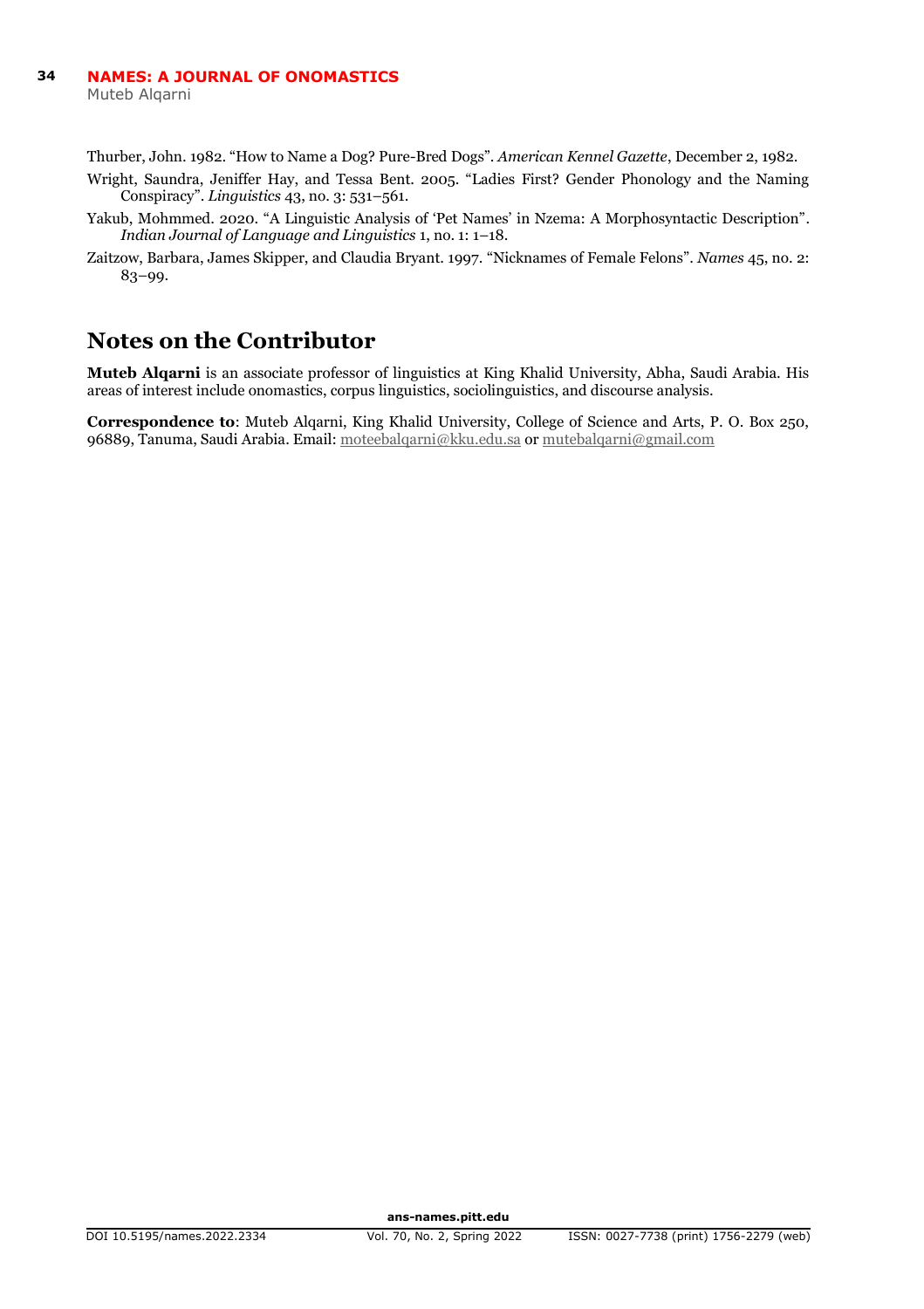Thurber, John. 1982. "How to Name a Dog? Pure-Bred Dogs". *American Kennel Gazette*, December 2, 1982.

Wright, Saundra, Jeniffer Hay, and Tessa Bent. 2005. "Ladies First? Gender Phonology and the Naming Conspiracy". *Linguistics* 43, no. 3: 531–561.

Yakub, Mohmmed. 2020. "A Linguistic Analysis of 'Pet Names' in Nzema: A Morphosyntactic Description". *Indian Journal of Language and Linguistics* 1, no. 1: 1–18.

Zaitzow, Barbara, James Skipper, and Claudia Bryant. 1997. "Nicknames of Female Felons". *Names* 45, no. 2: 83–99.

## Notes on the Contributor

**Muteb Alqarni** is an associate professor of linguistics at King Khalid University, Abha, Saudi Arabia. His areas of interest include onomastics, corpus linguistics, sociolinguistics, and discourse analysis.

**Correspondence to**: Muteb Alqarni, King Khalid University, College of Science and Arts, P. O. Box 250, 96889, Tanuma, Saudi Arabia. Email: moteebalqarni@kku.edu.sa or mutebalqarni@gmail.com